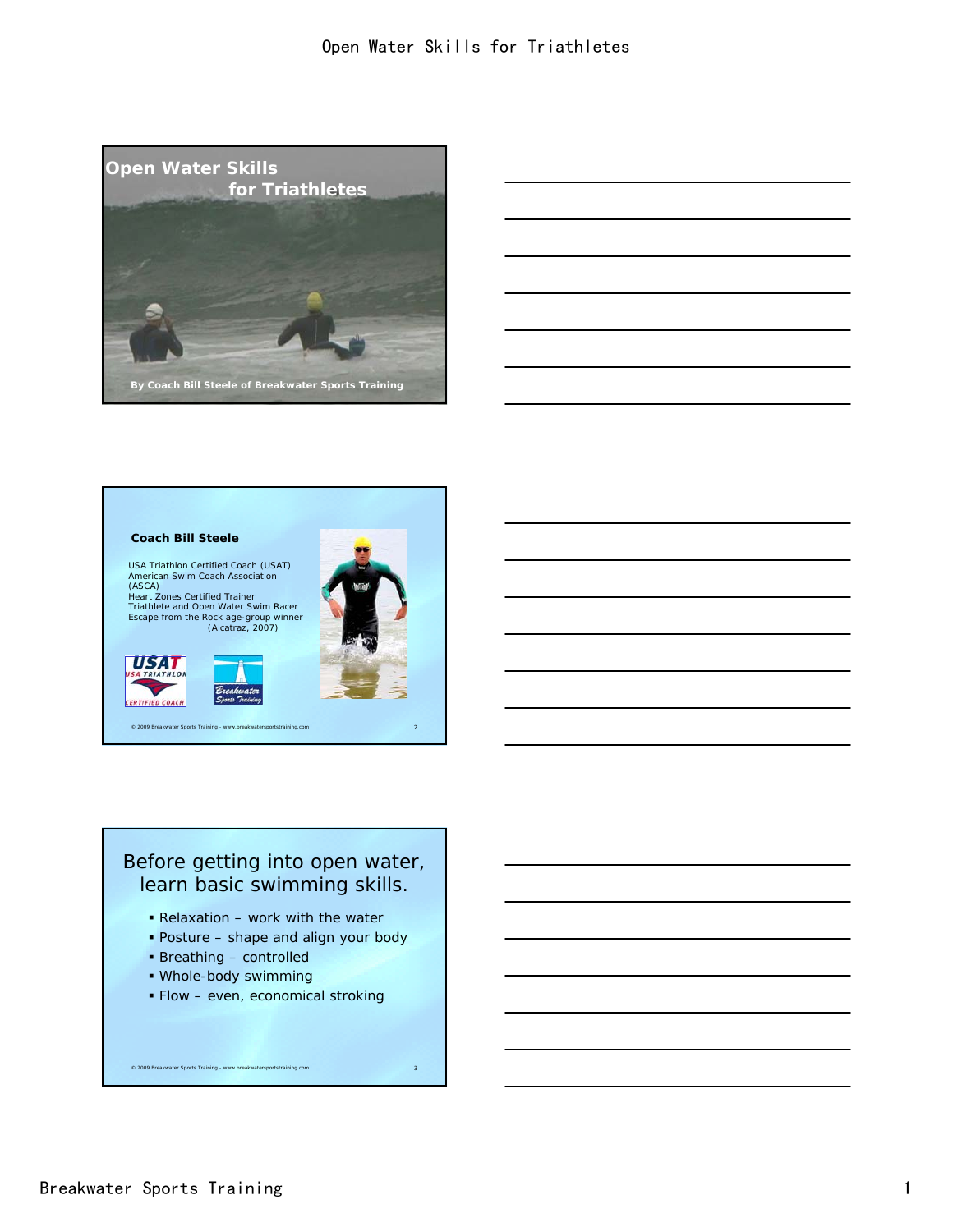# Open Water Skills for Triathletes

By Coach Bill Steele of Breakwater Sports Training

---

**Coach Bill Steele**

USA Triathlon Certified Coach (USAT)
American Swim Coach Association (ASCA)
Heart Zones Certified Trainer
Triathlete and Open Water Swim Racer
Escape from the Rock age-group winner (Alcatraz, 2007)

© 2009 Breakwater Sports Training - www.breakwatersportstraining.com

---

## Before getting into open water, learn basic swimming skills.

- Relaxation – work with the water
- Posture – shape and align your body
- Breathing – controlled
- Whole-body swimming
- Flow – even, economical stroking

© 2009 Breakwater Sports Training - www.breakwatersportstraining.com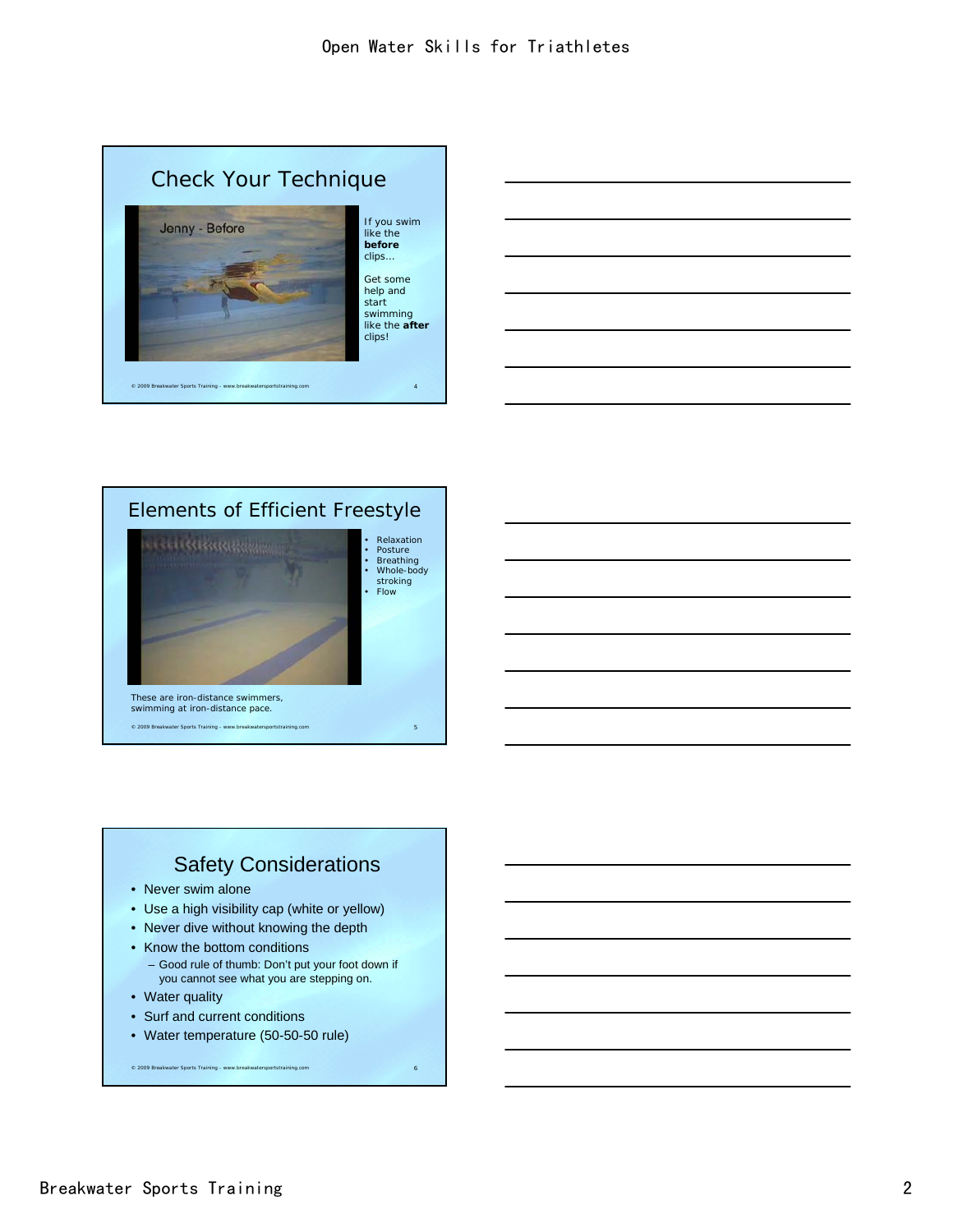## Check Your Technique

Jenny - Before

If you swim like the **before** clips…

Get some help and start swimming like the **after** clips!

© 2009 Breakwater Sports Training - www.breakwatersportstraining.com

## Elements of Efficient Freestyle

- Relaxation
- Posture
- Breathing
- Whole-body stroking
- Flow

These are iron-distance swimmers, swimming at iron-distance pace.

© 2009 Breakwater Sports Training - www.breakwatersportstraining.com

## Safety Considerations

- Never swim alone
- Use a high visibility cap (white or yellow)
- Never dive without knowing the depth
- Know the bottom conditions
  - Good rule of thumb: Don't put your foot down if you cannot see what you are stepping on.
- Water quality
- Surf and current conditions
- Water temperature (50-50-50 rule)

© 2009 Breakwater Sports Training - www.breakwatersportstraining.com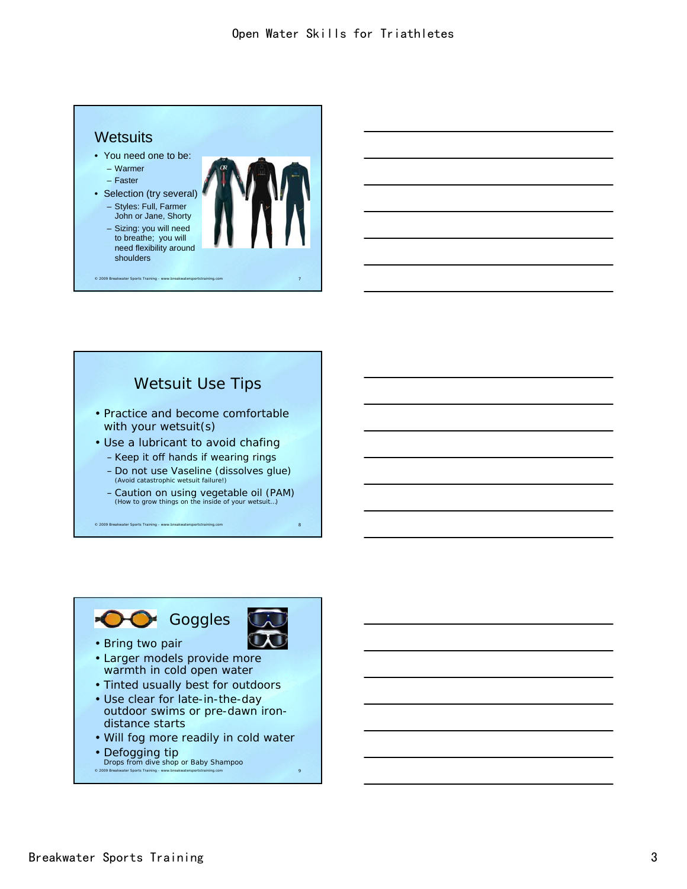## Wetsuits

- You need one to be:
  - Warmer
  - Faster
- Selection (try several)
  - Styles: Full, Farmer John or Jane, Shorty
  - Sizing: you will need to breathe; you will need flexibility around shoulders

© 2009 Breakwater Sports Training - www.breakwatersportstraining.com

## Wetsuit Use Tips

- Practice and become comfortable with your wetsuit(s)
- Use a lubricant to avoid chafing
  - Keep it off hands if wearing rings
  - Do not use Vaseline (dissolves glue)
    (Avoid catastrophic wetsuit failure!)
  - Caution on using vegetable oil (PAM)
    (How to grow things on the inside of your wetsuit…)

© 2009 Breakwater Sports Training - www.breakwatersportstraining.com

## Goggles

- Bring two pair
- Larger models provide more warmth in cold open water
- Tinted usually best for outdoors
- Use clear for late-in-the-day outdoor swims or pre-dawn iron-distance starts
- Will fog more readily in cold water
- Defogging tip
  Drops from dive shop or Baby Shampoo

© 2009 Breakwater Sports Training - www.breakwatersportstraining.com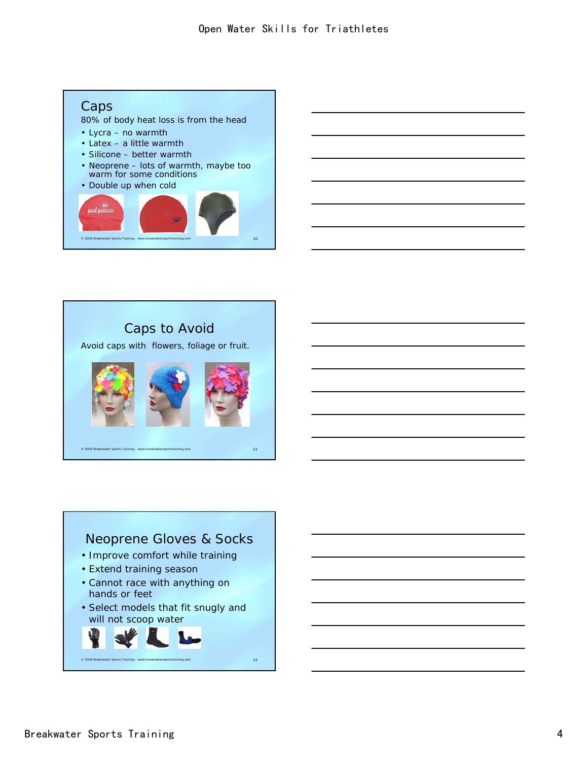## Caps

80% of body heat loss is from the head

- Lycra – no warmth
- Latex – a little warmth
- Silicone – better warmth
- Neoprene – lots of warmth, maybe too warm for some conditions
- Double up when cold

© 2009 Breakwater Sports Training - www.breakwatersportstraining.com

## Caps to Avoid

Avoid caps with flowers, foliage or fruit.

© 2009 Breakwater Sports Training - www.breakwatersportstraining.com

## Neoprene Gloves & Socks

- Improve comfort while training
- Extend training season
- Cannot race with anything on hands or feet
- Select models that fit snugly and will not scoop water

© 2009 Breakwater Sports Training - www.breakwatersportstraining.com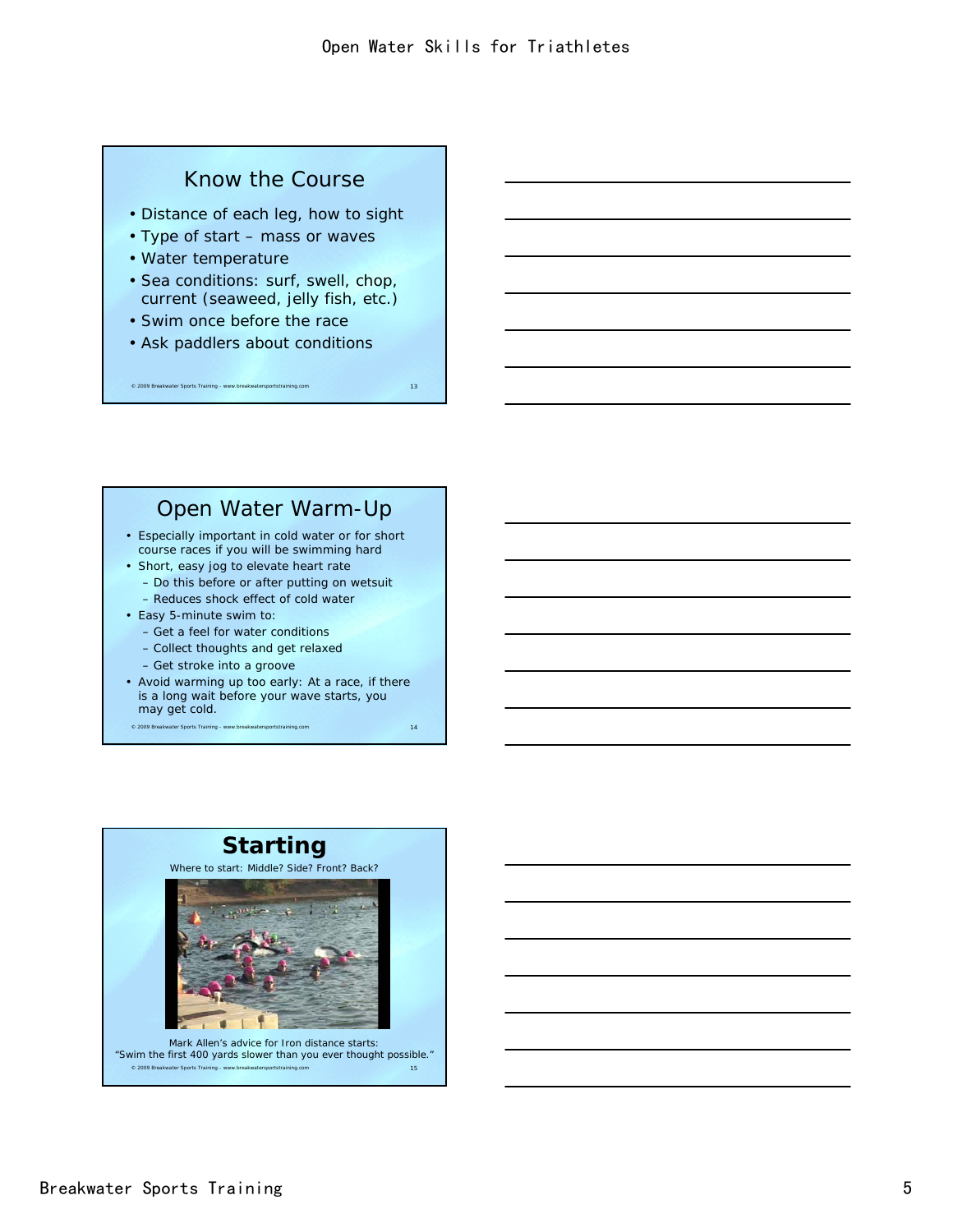## Know the Course

- Distance of each leg, how to sight
- Type of start – mass or waves
- Water temperature
- Sea conditions: surf, swell, chop, current (seaweed, jelly fish, etc.)
- Swim once before the race
- Ask paddlers about conditions

© 2009 Breakwater Sports Training - www.breakwatersportstraining.com

## Open Water Warm-Up

- Especially important in cold water or for short course races if you will be swimming hard
- Short, easy jog to elevate heart rate
  - Do this before or after putting on wetsuit
  - Reduces shock effect of cold water
- Easy 5-minute swim to:
  - Get a feel for water conditions
  - Collect thoughts and get relaxed
  - Get stroke into a groove
- Avoid warming up too early: At a race, if there is a long wait before your wave starts, you may get cold.

© 2009 Breakwater Sports Training - www.breakwatersportstraining.com

## **Starting**

Where to start: Middle? Side? Front? Back?

Mark Allen's advice for Iron distance starts:
"Swim the first 400 yards slower than you ever thought possible."

© 2009 Breakwater Sports Training - www.breakwatersportstraining.com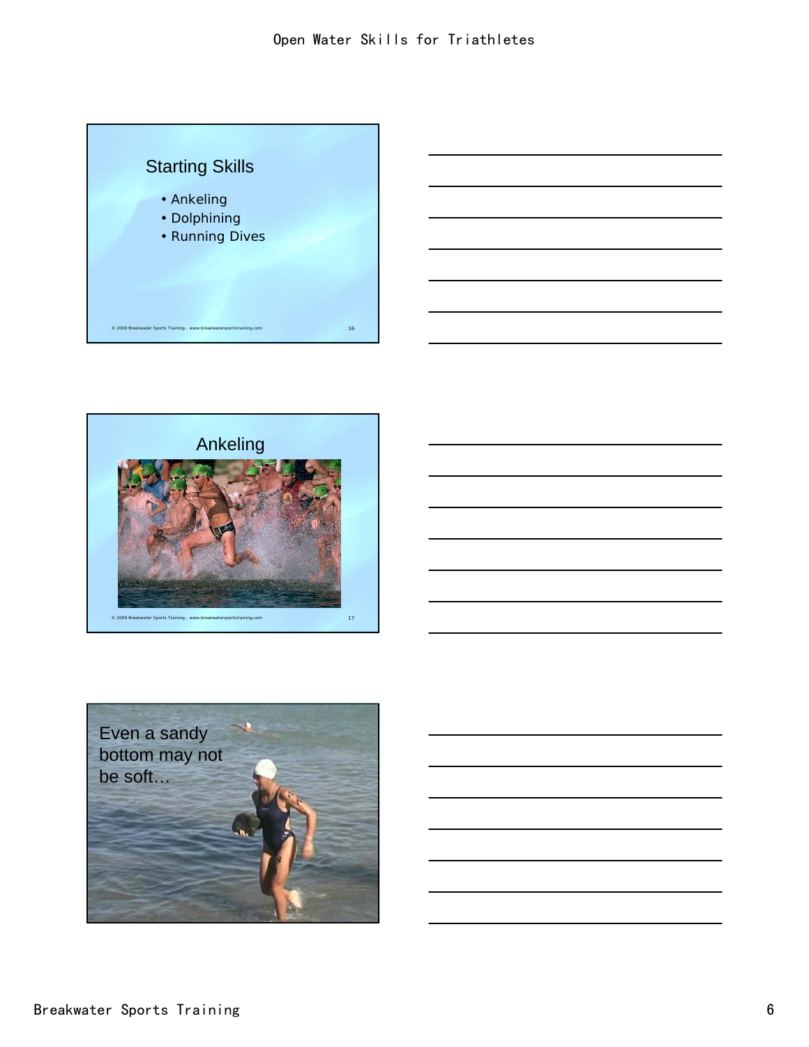## Starting Skills

- Ankeling
- Dolphining
- Running Dives

© 2009 Breakwater Sports Training - www.breakwatersportstraining.com

## Ankeling

© 2009 Breakwater Sports Training - www.breakwatersportstraining.com

Even a sandy bottom may not be soft…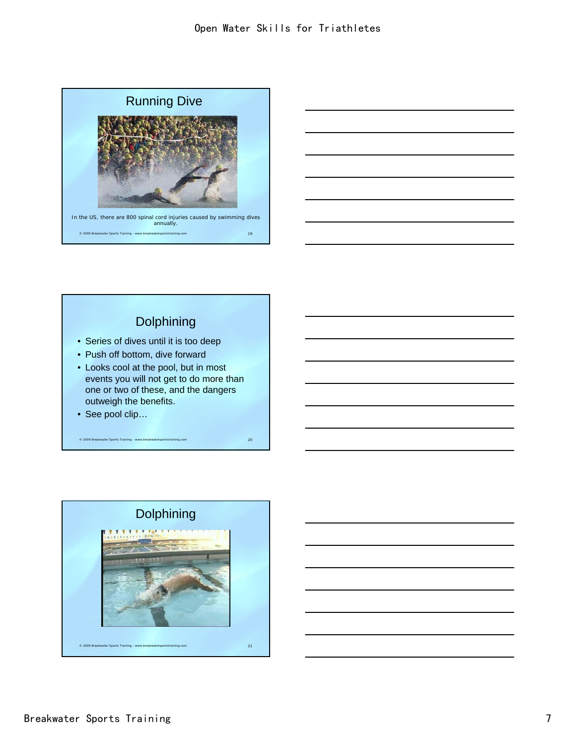## Running Dive

In the US, there are 800 spinal cord injuries caused by swimming dives annually.

© 2009 Breakwater Sports Training - www.breakwatersportstraining.com

## Dolphining

- Series of dives until it is too deep
- Push off bottom, dive forward
- Looks cool at the pool, but in most events you will not get to do more than one or two of these, and the dangers outweigh the benefits.
- See pool clip…

© 2009 Breakwater Sports Training - www.breakwatersportstraining.com

## Dolphining

© 2009 Breakwater Sports Training - www.breakwatersportstraining.com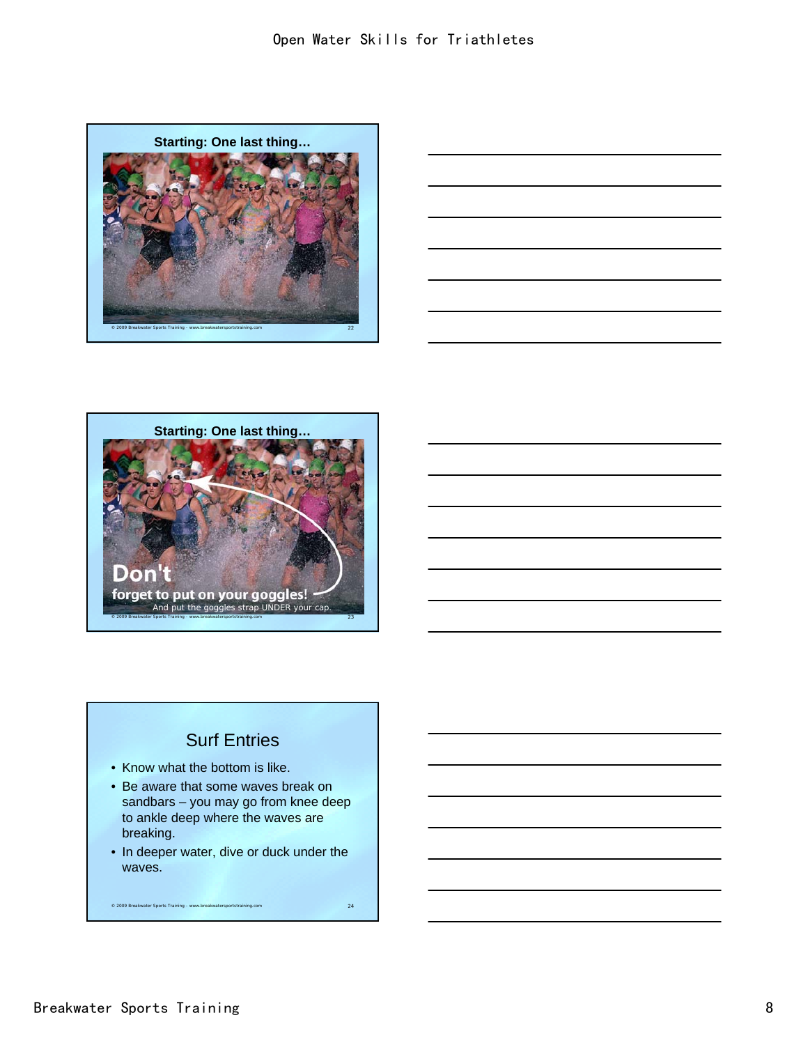## Starting: One last thing…

© 2009 Breakwater Sports Training - www.breakwatersportstraining.com

## Starting: One last thing…

**Don't**

**forget to put on your goggles!**

And put the goggles strap UNDER your cap.

© 2009 Breakwater Sports Training - www.breakwatersportstraining.com

## Surf Entries

- Know what the bottom is like.
- Be aware that some waves break on sandbars – you may go from knee deep to ankle deep where the waves are breaking.
- In deeper water, dive or duck under the waves.

© 2009 Breakwater Sports Training - www.breakwatersportstraining.com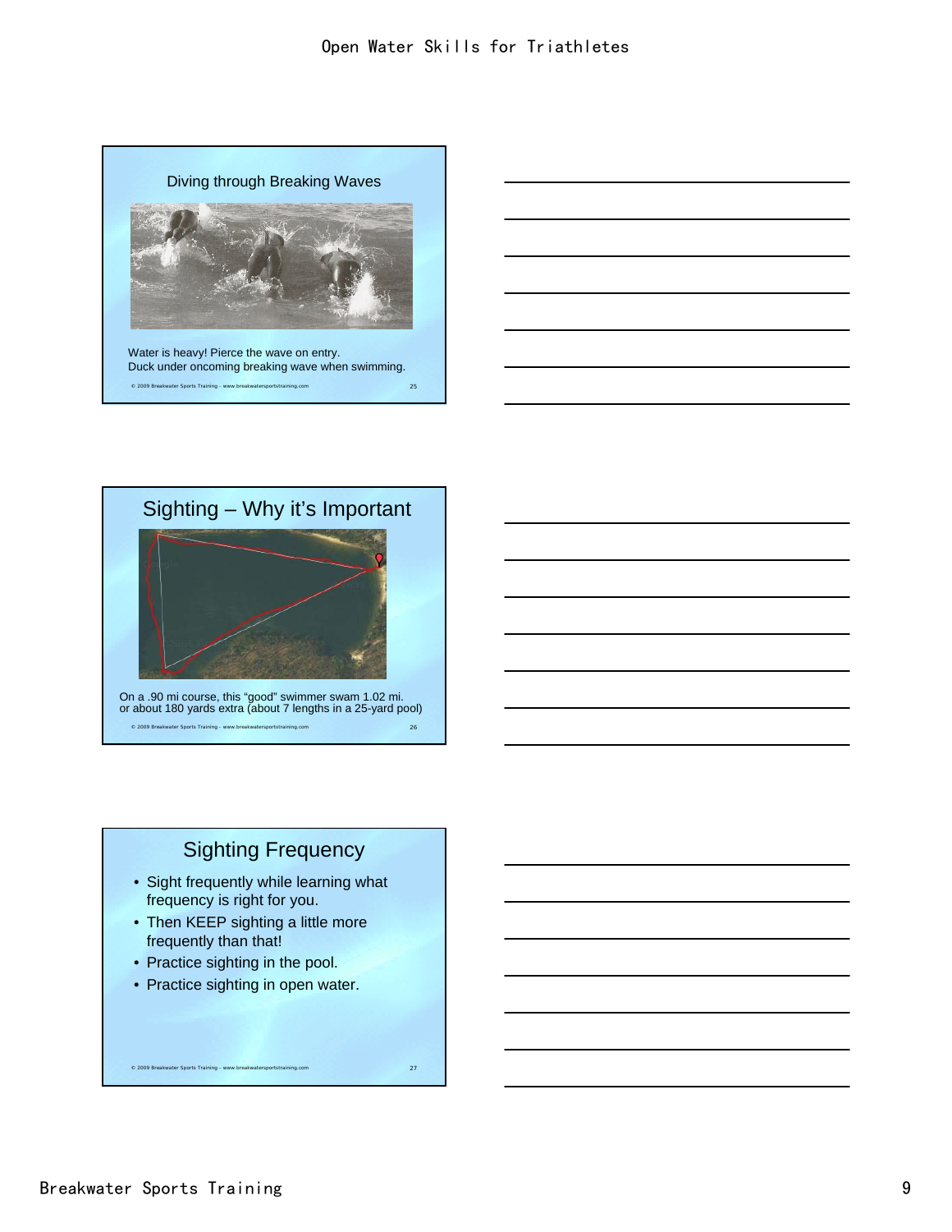## Diving through Breaking Waves

Water is heavy! Pierce the wave on entry.
Duck under oncoming breaking wave when swimming.

© 2009 Breakwater Sports Training - www.breakwatersportstraining.com

## Sighting – Why it's Important

On a .90 mi course, this "good" swimmer swam 1.02 mi. or about 180 yards extra (about 7 lengths in a 25-yard pool)

© 2009 Breakwater Sports Training - www.breakwatersportstraining.com

## Sighting Frequency

- Sight frequently while learning what frequency is right for you.
- Then KEEP sighting a little more frequently than that!
- Practice sighting in the pool.
- Practice sighting in open water.

© 2009 Breakwater Sports Training - www.breakwatersportstraining.com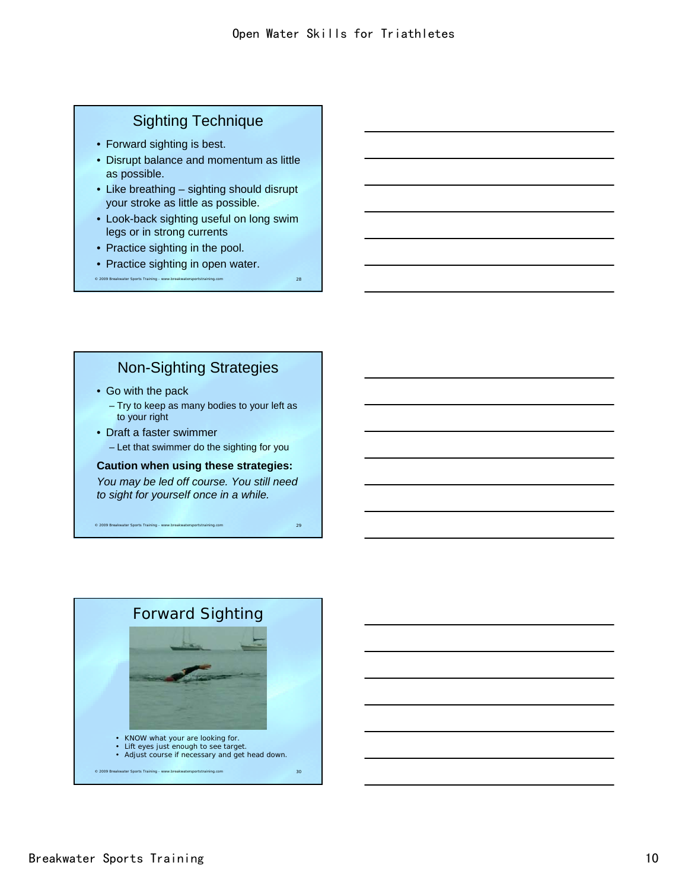## Sighting Technique

- Forward sighting is best.
- Disrupt balance and momentum as little as possible.
- Like breathing – sighting should disrupt your stroke as little as possible.
- Look-back sighting useful on long swim legs or in strong currents
- Practice sighting in the pool.
- Practice sighting in open water.

© 2009 Breakwater Sports Training - www.breakwatersportstraining.com

## Non-Sighting Strategies

- Go with the pack
  - Try to keep as many bodies to your left as to your right
- Draft a faster swimmer
  - Let that swimmer do the sighting for you

**Caution when using these strategies:**

*You may be led off course. You still need to sight for yourself once in a while.*

© 2009 Breakwater Sports Training - www.breakwatersportstraining.com

## Forward Sighting

- KNOW what your are looking for.
- Lift eyes just enough to see target.
- Adjust course if necessary and get head down.

© 2009 Breakwater Sports Training - www.breakwatersportstraining.com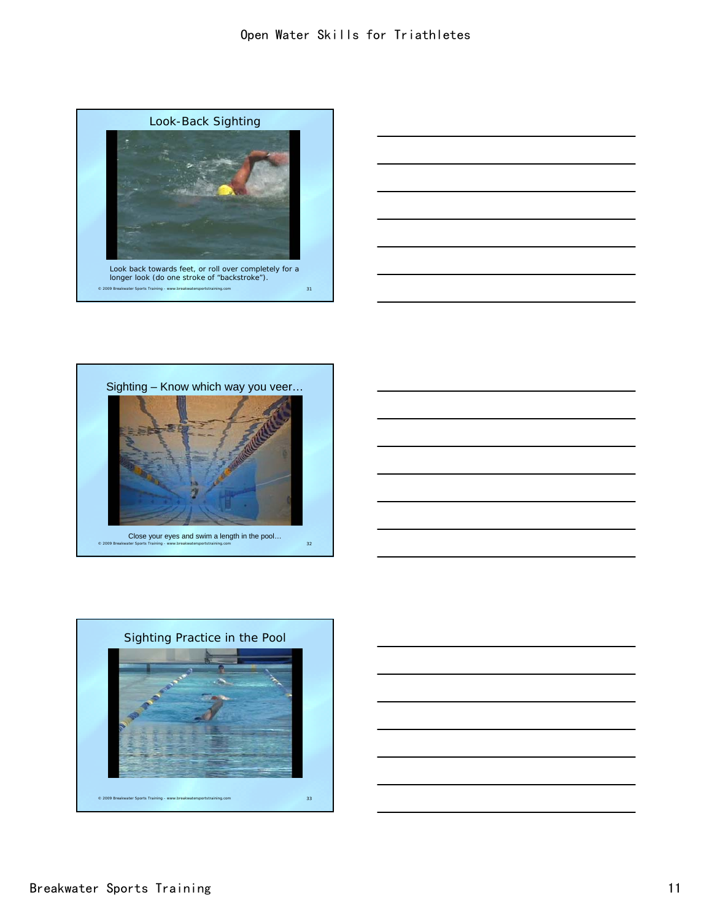## Look-Back Sighting

Look back towards feet, or roll over completely for a longer look (do one stroke of “backstroke”).

© 2009 Breakwater Sports Training - www.breakwatersportstraining.com

## Sighting – Know which way you veer…

Close your eyes and swim a length in the pool…

© 2009 Breakwater Sports Training - www.breakwatersportstraining.com

## Sighting Practice in the Pool

© 2009 Breakwater Sports Training - www.breakwatersportstraining.com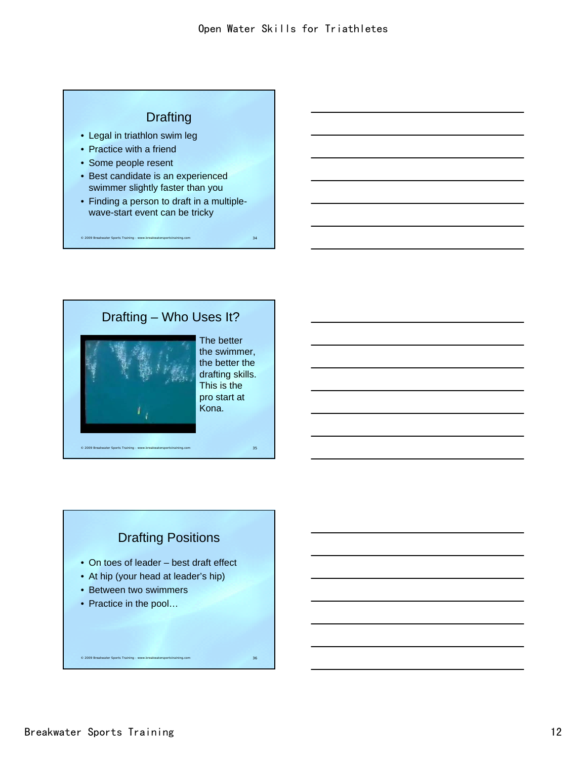## Drafting

- Legal in triathlon swim leg
- Practice with a friend
- Some people resent
- Best candidate is an experienced swimmer slightly faster than you
- Finding a person to draft in a multiple-wave-start event can be tricky

© 2009 Breakwater Sports Training - www.breakwatersportstraining.com

## Drafting – Who Uses It?

The better the swimmer, the better the drafting skills. This is the pro start at Kona.

© 2009 Breakwater Sports Training - www.breakwatersportstraining.com

## Drafting Positions

- On toes of leader – best draft effect
- At hip (your head at leader's hip)
- Between two swimmers
- Practice in the pool…

© 2009 Breakwater Sports Training - www.breakwatersportstraining.com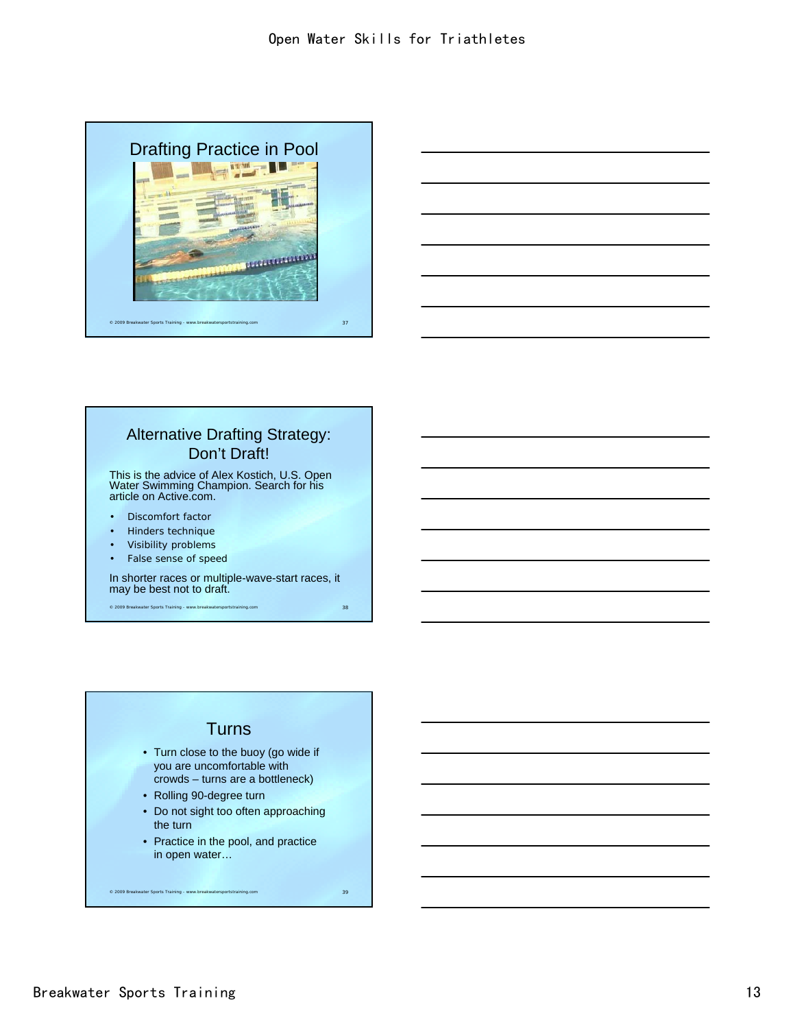## Drafting Practice in Pool

© 2009 Breakwater Sports Training - www.breakwatersportstraining.com

## Alternative Drafting Strategy: Don't Draft!

This is the advice of Alex Kostich, U.S. Open Water Swimming Champion. Search for his article on Active.com.

- Discomfort factor
- Hinders technique
- Visibility problems
- False sense of speed

In shorter races or multiple-wave-start races, it may be best not to draft.

© 2009 Breakwater Sports Training - www.breakwatersportstraining.com

## Turns

- Turn close to the buoy (go wide if you are uncomfortable with crowds – turns are a bottleneck)
- Rolling 90-degree turn
- Do not sight too often approaching the turn
- Practice in the pool, and practice in open water…

© 2009 Breakwater Sports Training - www.breakwatersportstraining.com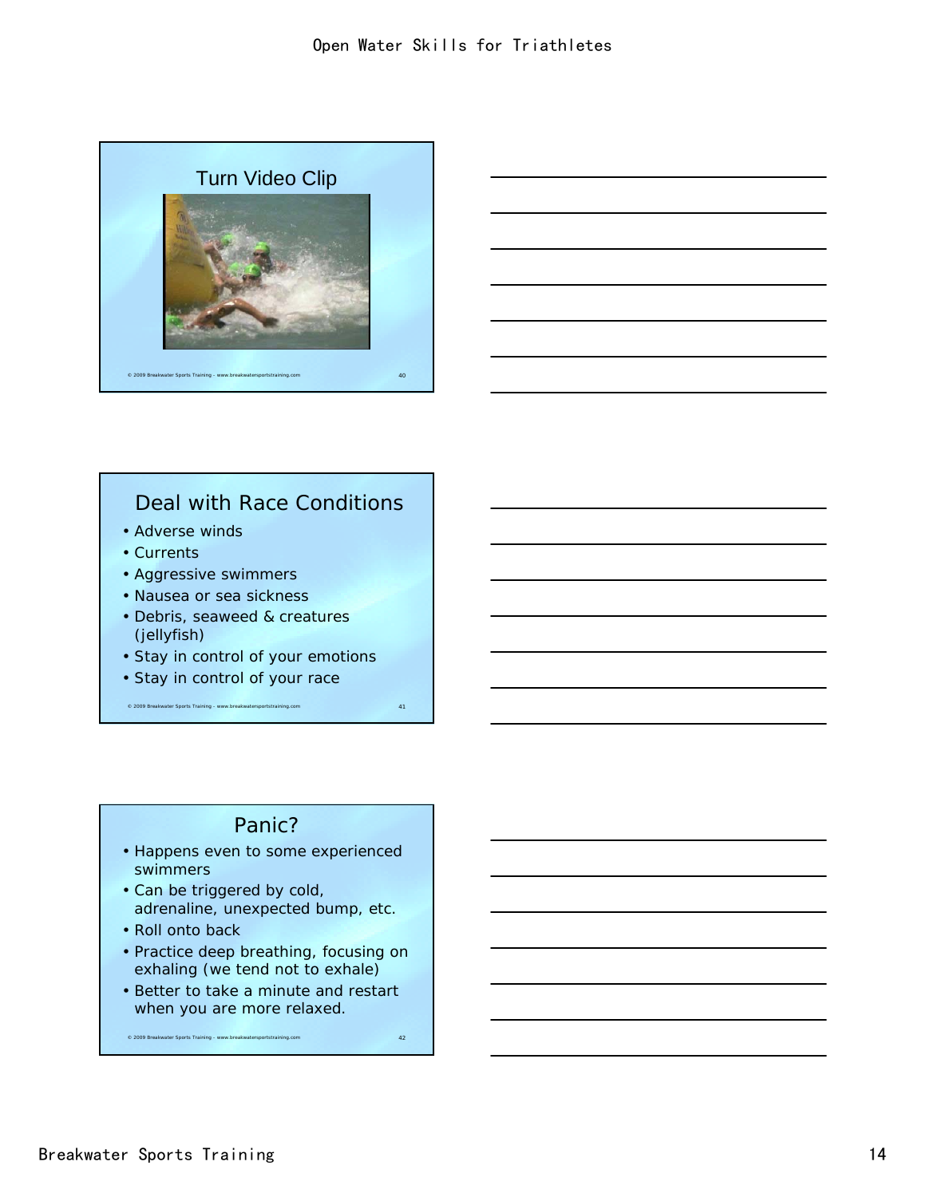## Turn Video Clip

## Deal with Race Conditions

- Adverse winds
- Currents
- Aggressive swimmers
- Nausea or sea sickness
- Debris, seaweed & creatures (jellyfish)
- Stay in control of your emotions
- Stay in control of your race

## Panic?

- Happens even to some experienced swimmers
- Can be triggered by cold, adrenaline, unexpected bump, etc.
- Roll onto back
- Practice deep breathing, focusing on exhaling (we tend not to exhale)
- Better to take a minute and restart when you are more relaxed.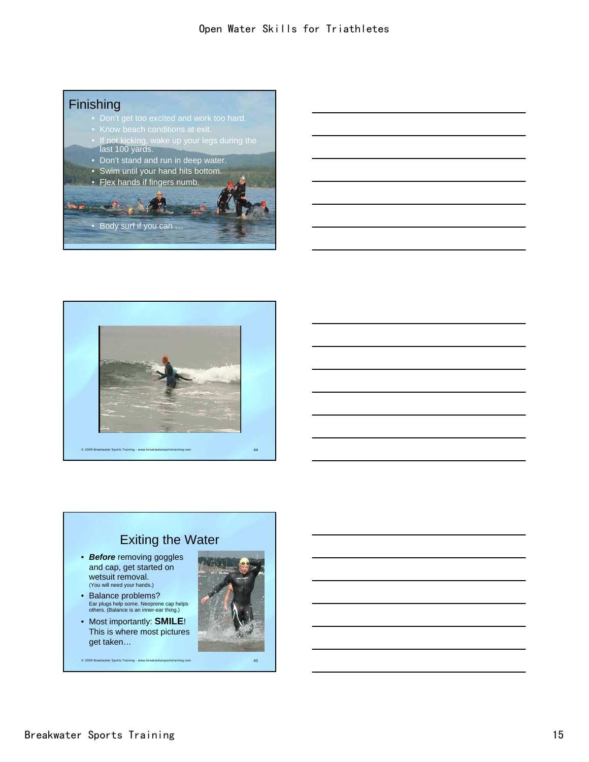## Finishing

- Don't get too excited and work too hard.
- Know beach conditions at exit.
- If not kicking, wake up your legs during the last 100 yards.
- Don't stand and run in deep water.
- Swim until your hand hits bottom.
- Flex hands if fingers numb.
- Body surf if you can …

© 2009 Breakwater Sports Training - www.breakwatersportstraining.com

## Exiting the Water

- ***Before*** removing goggles and cap, get started on wetsuit removal. (You will need your hands.)
- Balance problems? Ear plugs help some. Neoprene cap helps others. (Balance is an inner-ear thing.)
- Most importantly: **SMILE**! This is where most pictures get taken…

© 2009 Breakwater Sports Training - www.breakwatersportstraining.com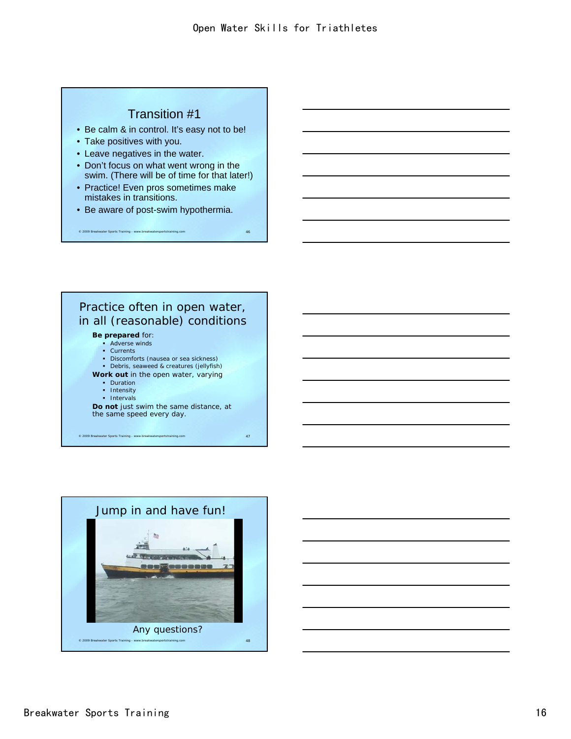## Transition #1

- Be calm & in control. It's easy not to be!
- Take positives with you.
- Leave negatives in the water.
- Don't focus on what went wrong in the swim. (There will be of time for that later!)
- Practice! Even pros sometimes make mistakes in transitions.
- Be aware of post-swim hypothermia.

© 2009 Breakwater Sports Training - www.breakwatersportstraining.com

## Practice often in open water, in all (reasonable) conditions

**Be prepared** for:

- Adverse winds
- Currents
- Discomforts (nausea or sea sickness)
- Debris, seaweed & creatures (jellyfish)

**Work out** in the open water, varying

- Duration
- Intensity
- Intervals

**Do not** just swim the same distance, at the same speed every day.

© 2009 Breakwater Sports Training - www.breakwatersportstraining.com

## Jump in and have fun!

Any questions?

© 2009 Breakwater Sports Training - www.breakwatersportstraining.com